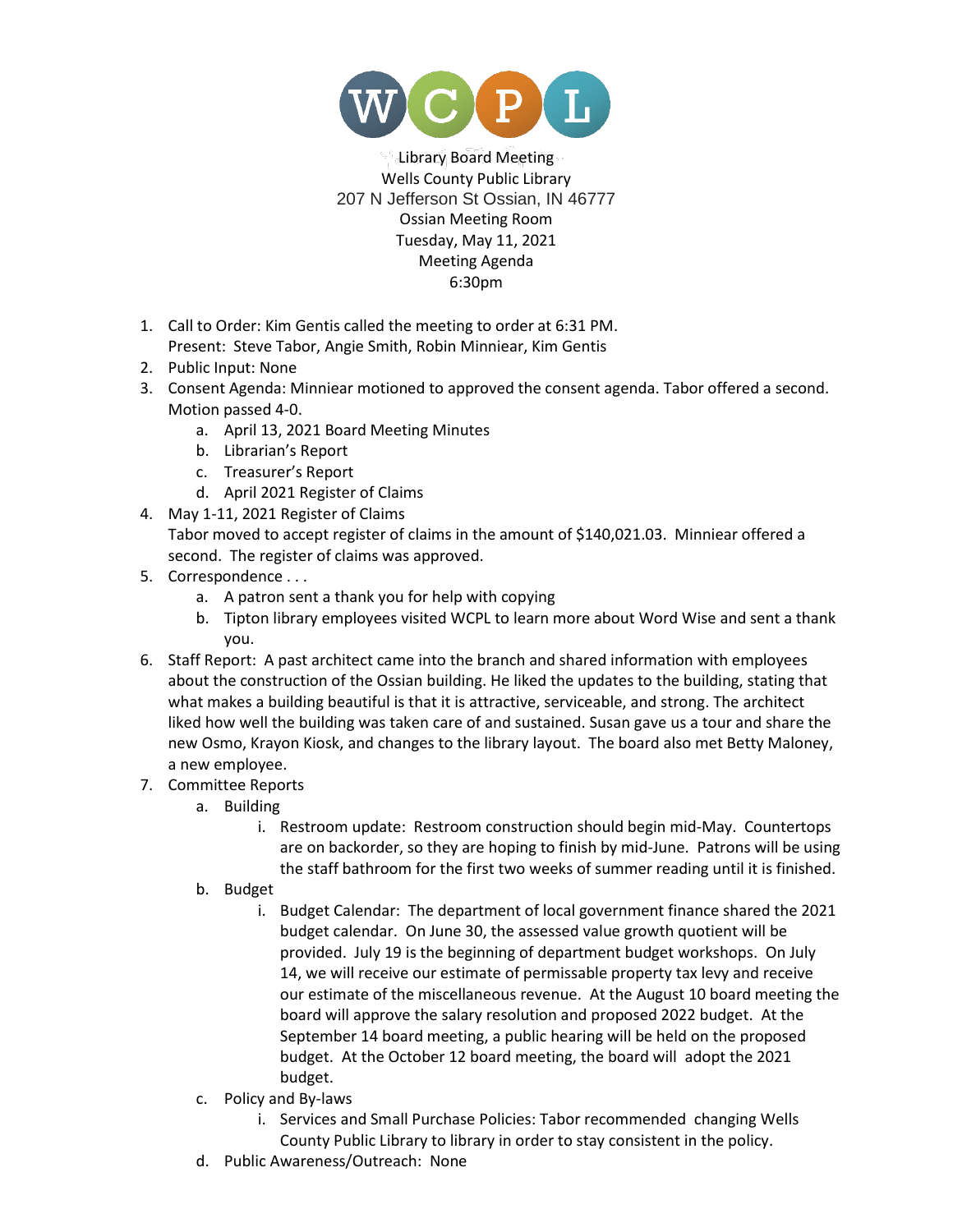WCPL

Library Board Meeting
Wells County Public Library
207 N Jefferson St Ossian, IN 46777
Ossian Meeting Room
Tuesday, May 11, 2021
Meeting Agenda
6:30pm

1. Call to Order: Kim Gentis called the meeting to order at 6:31 PM.
   Present: Steve Tabor, Angie Smith, Robin Minniear, Kim Gentis
2. Public Input: None
3. Consent Agenda: Minniear motioned to approved the consent agenda. Tabor offered a second. Motion passed 4-0.
   a. April 13, 2021 Board Meeting Minutes
   b. Librarian's Report
   c. Treasurer's Report
   d. April 2021 Register of Claims
4. May 1-11, 2021 Register of Claims
   Tabor moved to accept register of claims in the amount of $140,021.03. Minniear offered a second. The register of claims was approved.
5. Correspondence . . .
   a. A patron sent a thank you for help with copying
   b. Tipton library employees visited WCPL to learn more about Word Wise and sent a thank you.
6. Staff Report: A past architect came into the branch and shared information with employees about the construction of the Ossian building. He liked the updates to the building, stating that what makes a building beautiful is that it is attractive, serviceable, and strong. The architect liked how well the building was taken care of and sustained. Susan gave us a tour and share the new Osmo, Krayon Kiosk, and changes to the library layout. The board also met Betty Maloney, a new employee.
7. Committee Reports
   a. Building
      i. Restroom update: Restroom construction should begin mid-May. Countertops are on backorder, so they are hoping to finish by mid-June. Patrons will be using the staff bathroom for the first two weeks of summer reading until it is finished.
   b. Budget
      i. Budget Calendar: The department of local government finance shared the 2021 budget calendar. On June 30, the assessed value growth quotient will be provided. July 19 is the beginning of department budget workshops. On July 14, we will receive our estimate of permissable property tax levy and receive our estimate of the miscellaneous revenue. At the August 10 board meeting the board will approve the salary resolution and proposed 2022 budget. At the September 14 board meeting, a public hearing will be held on the proposed budget. At the October 12 board meeting, the board will adopt the 2021 budget.
   c. Policy and By-laws
      i. Services and Small Purchase Policies: Tabor recommended changing Wells County Public Library to library in order to stay consistent in the policy.
   d. Public Awareness/Outreach: None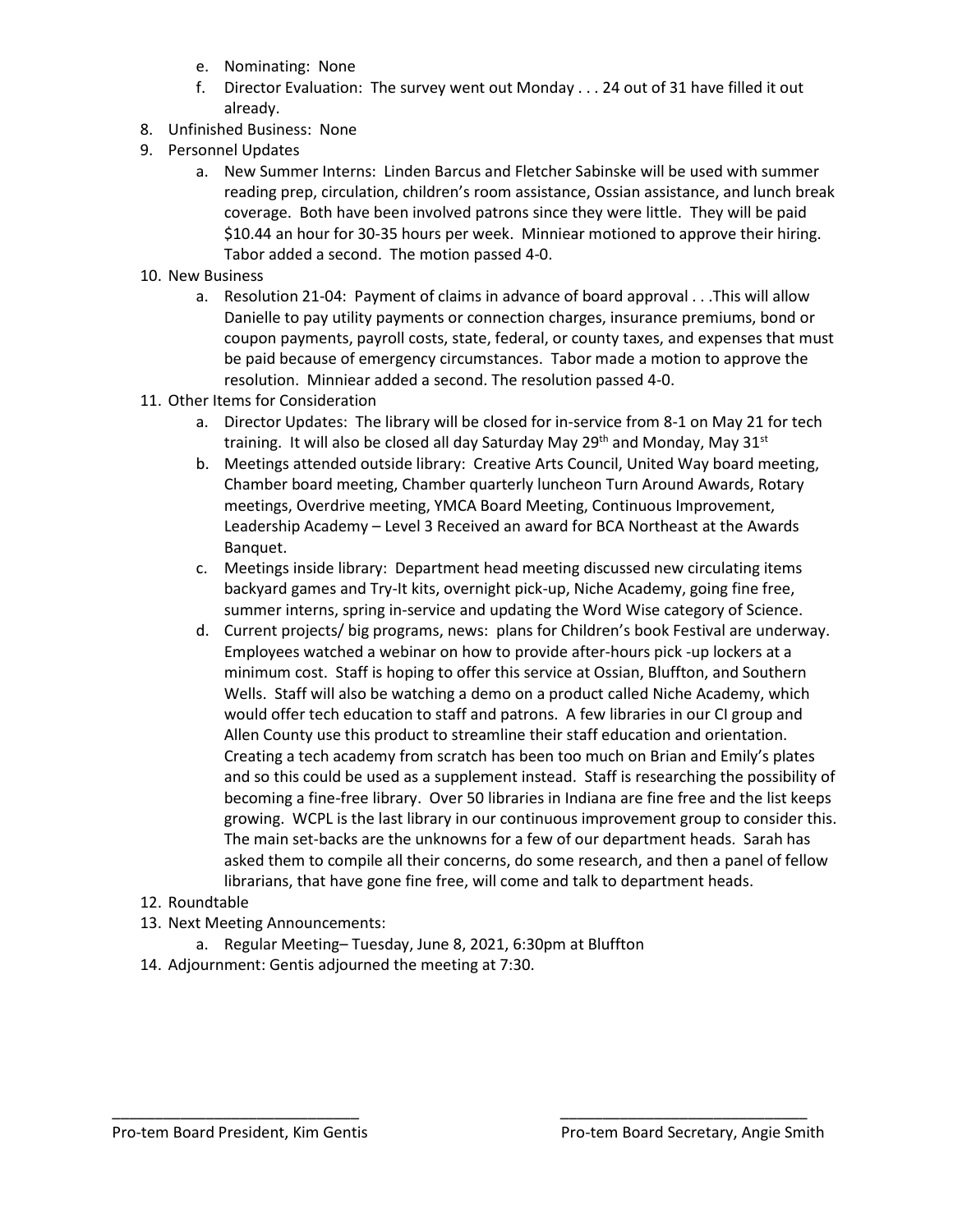e. Nominating: None
f. Director Evaluation: The survey went out Monday . . . 24 out of 31 have filled it out already.

8. Unfinished Business: None
9. Personnel Updates
   a. New Summer Interns: Linden Barcus and Fletcher Sabinske will be used with summer reading prep, circulation, children's room assistance, Ossian assistance, and lunch break coverage. Both have been involved patrons since they were little. They will be paid $10.44 an hour for 30-35 hours per week. Minniear motioned to approve their hiring. Tabor added a second. The motion passed 4-0.
10. New Business
    a. Resolution 21-04: Payment of claims in advance of board approval . . .This will allow Danielle to pay utility payments or connection charges, insurance premiums, bond or coupon payments, payroll costs, state, federal, or county taxes, and expenses that must be paid because of emergency circumstances. Tabor made a motion to approve the resolution. Minniear added a second. The resolution passed 4-0.
11. Other Items for Consideration
    a. Director Updates: The library will be closed for in-service from 8-1 on May 21 for tech training. It will also be closed all day Saturday May 29th and Monday, May 31st
    b. Meetings attended outside library: Creative Arts Council, United Way board meeting, Chamber board meeting, Chamber quarterly luncheon Turn Around Awards, Rotary meetings, Overdrive meeting, YMCA Board Meeting, Continuous Improvement, Leadership Academy – Level 3 Received an award for BCA Northeast at the Awards Banquet.
    c. Meetings inside library: Department head meeting discussed new circulating items backyard games and Try-It kits, overnight pick-up, Niche Academy, going fine free, summer interns, spring in-service and updating the Word Wise category of Science.
    d. Current projects/ big programs, news: plans for Children's book Festival are underway. Employees watched a webinar on how to provide after-hours pick -up lockers at a minimum cost. Staff is hoping to offer this service at Ossian, Bluffton, and Southern Wells. Staff will also be watching a demo on a product called Niche Academy, which would offer tech education to staff and patrons. A few libraries in our CI group and Allen County use this product to streamline their staff education and orientation. Creating a tech academy from scratch has been too much on Brian and Emily's plates and so this could be used as a supplement instead. Staff is researching the possibility of becoming a fine-free library. Over 50 libraries in Indiana are fine free and the list keeps growing. WCPL is the last library in our continuous improvement group to consider this. The main set-backs are the unknowns for a few of our department heads. Sarah has asked them to compile all their concerns, do some research, and then a panel of fellow librarians, that have gone fine free, will come and talk to department heads.
12. Roundtable
13. Next Meeting Announcements:
    a. Regular Meeting– Tuesday, June 8, 2021, 6:30pm at Bluffton
14. Adjournment: Gentis adjourned the meeting at 7:30.

\_\_\_\_\_\_\_\_\_\_\_\_\_\_\_\_\_\_\_\_\_\_\_\_\_\_\_\_\_\_

Pro-tem Board President, Kim Gentis

\_\_\_\_\_\_\_\_\_\_\_\_\_\_\_\_\_\_\_\_\_\_\_\_\_\_\_\_\_\_

Pro-tem Board Secretary, Angie Smith